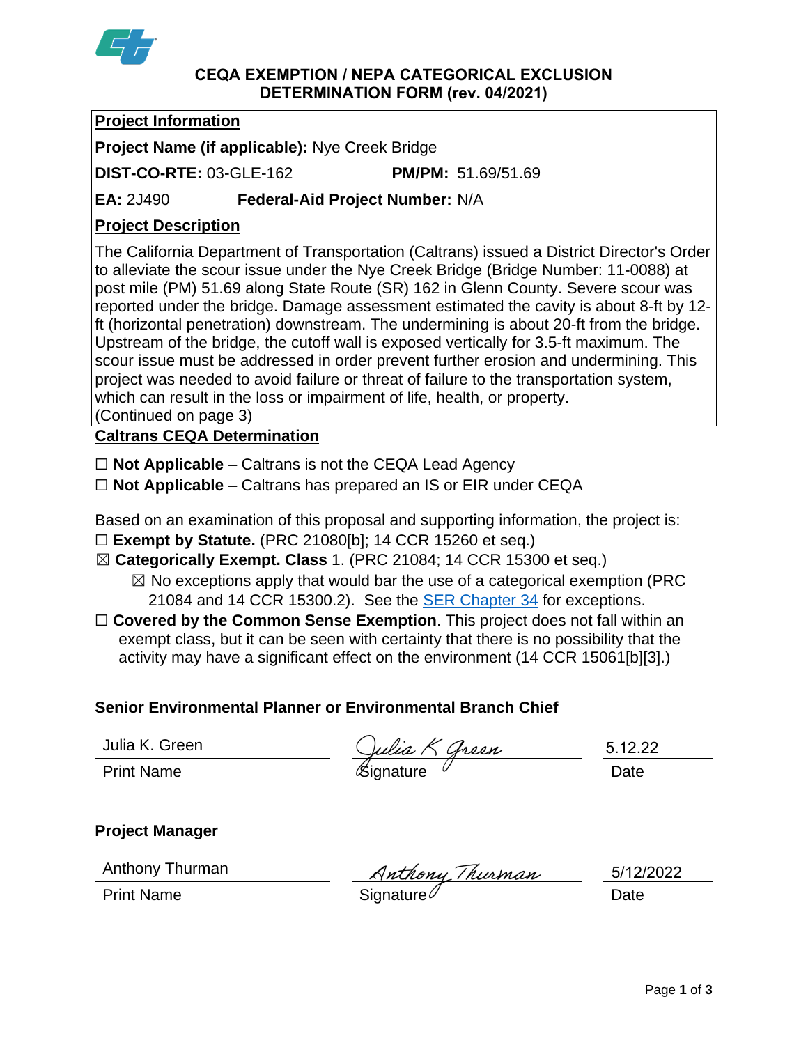# CEQA EXEMPTION / NEPA CATEGORICAL EXCLUSION DETERMINATION FORM (rev. 04/2021)

## Project Information

**Project Name (if applicable):** Nye Creek Bridge

**DIST-CO-RTE:** 03-GLE-162 **PM/PM:** 51.69/51.69

**EA:** 2J490 **Federal-Aid Project Number:** N/A

## Project Description

The California Department of Transportation (Caltrans) issued a District Director's Order to alleviate the scour issue under the Nye Creek Bridge (Bridge Number: 11-0088) at post mile (PM) 51.69 along State Route (SR) 162 in Glenn County. Severe scour was reported under the bridge. Damage assessment estimated the cavity is about 8-ft by 12-ft (horizontal penetration) downstream. The undermining is about 20-ft from the bridge. Upstream of the bridge, the cutoff wall is exposed vertically for 3.5-ft maximum. The scour issue must be addressed in order prevent further erosion and undermining. This project was needed to avoid failure or threat of failure to the transportation system, which can result in the loss or impairment of life, health, or property.
(Continued on page 3)

## Caltrans CEQA Determination

☐ **Not Applicable** – Caltrans is not the CEQA Lead Agency

☐ **Not Applicable** – Caltrans has prepared an IS or EIR under CEQA

Based on an examination of this proposal and supporting information, the project is:

☐ **Exempt by Statute.** (PRC 21080[b]; 14 CCR 15260 et seq.)

☒ **Categorically Exempt. Class** 1. (PRC 21084; 14 CCR 15300 et seq.)

☒ No exceptions apply that would bar the use of a categorical exemption (PRC 21084 and 14 CCR 15300.2). See the SER Chapter 34 for exceptions.

☐ **Covered by the Common Sense Exemption**. This project does not fall within an exempt class, but it can be seen with certainty that there is no possibility that the activity may have a significant effect on the environment (14 CCR 15061[b][3].)

### Senior Environmental Planner or Environmental Branch Chief

| Julia K. Green | Julia K Green | 5.12.22 |
|---|---|---|
| Print Name | Signature | Date |

### Project Manager

| Anthony Thurman | Anthony Thurman | 5/12/2022 |
|---|---|---|
| Print Name | Signature | Date |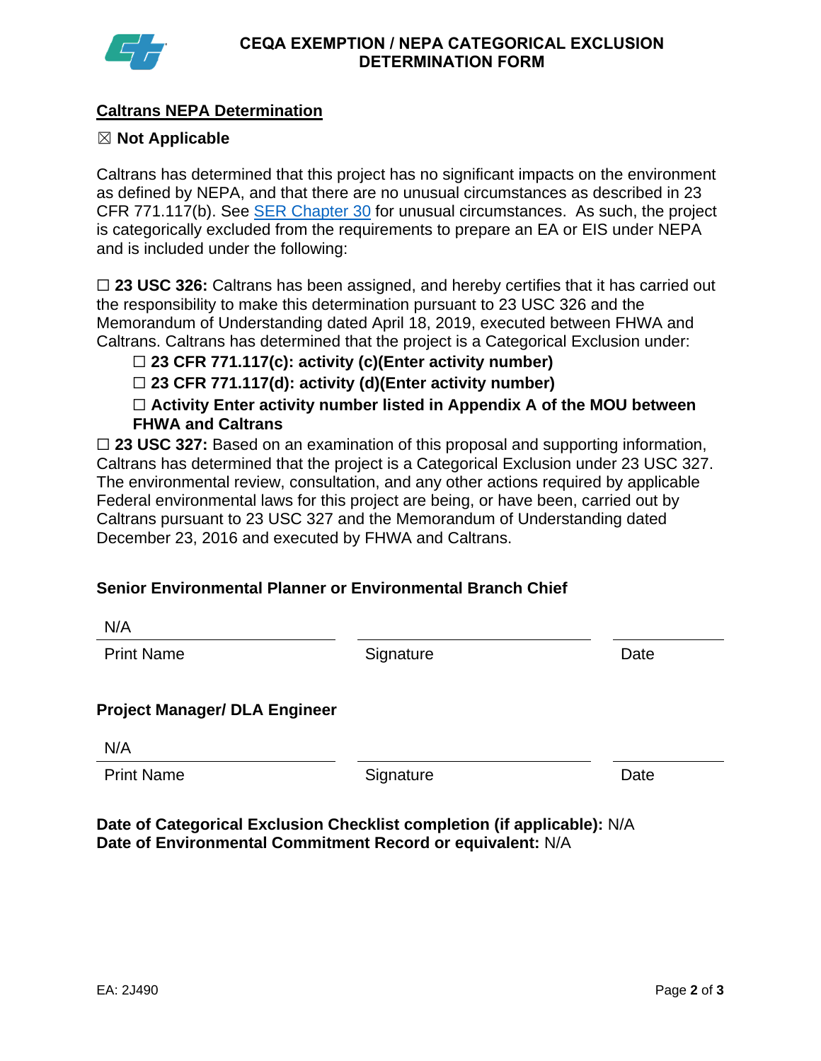## Caltrans NEPA Determination

☒ **Not Applicable**

Caltrans has determined that this project has no significant impacts on the environment as defined by NEPA, and that there are no unusual circumstances as described in 23 CFR 771.117(b). See [SER Chapter 30] for unusual circumstances. As such, the project is categorically excluded from the requirements to prepare an EA or EIS under NEPA and is included under the following:

☐ **23 USC 326:** Caltrans has been assigned, and hereby certifies that it has carried out the responsibility to make this determination pursuant to 23 USC 326 and the Memorandum of Understanding dated April 18, 2019, executed between FHWA and Caltrans. Caltrans has determined that the project is a Categorical Exclusion under:

- ☐ **23 CFR 771.117(c): activity (c)(Enter activity number)**
- ☐ **23 CFR 771.117(d): activity (d)(Enter activity number)**
- ☐ **Activity Enter activity number listed in Appendix A of the MOU between FHWA and Caltrans**

☐ **23 USC 327:** Based on an examination of this proposal and supporting information, Caltrans has determined that the project is a Categorical Exclusion under 23 USC 327. The environmental review, consultation, and any other actions required by applicable Federal environmental laws for this project are being, or have been, carried out by Caltrans pursuant to 23 USC 327 and the Memorandum of Understanding dated December 23, 2016 and executed by FHWA and Caltrans.

**Senior Environmental Planner or Environmental Branch Chief**

| N/A | | |
|---|---|---|
| Print Name | Signature | Date |

**Project Manager/ DLA Engineer**

| N/A | | |
|---|---|---|
| Print Name | Signature | Date |

**Date of Categorical Exclusion Checklist completion (if applicable):** N/A
**Date of Environmental Commitment Record or equivalent:** N/A

EA: 2J490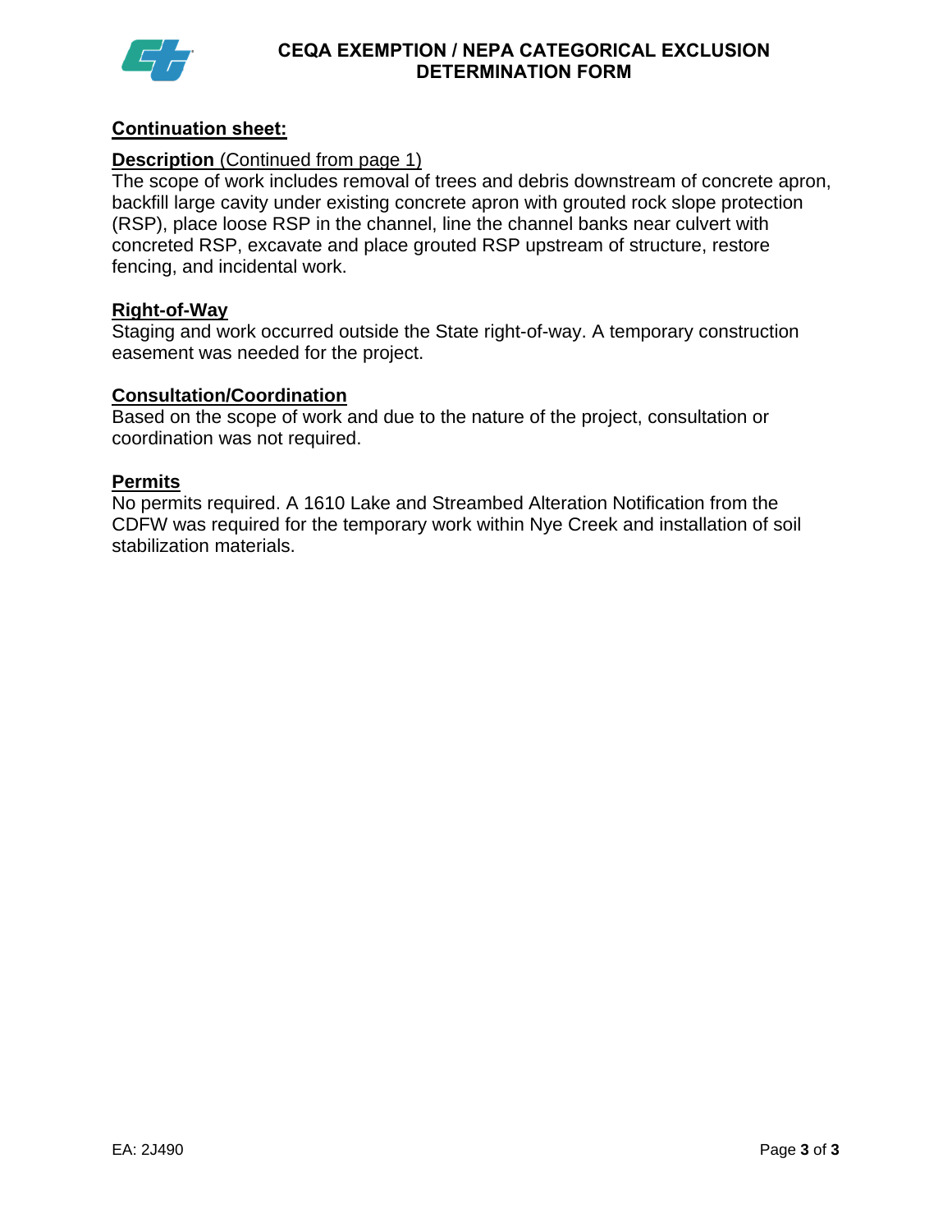# CEQA EXEMPTION / NEPA CATEGORICAL EXCLUSION DETERMINATION FORM

## Continuation sheet:

**Description** (Continued from page 1)
The scope of work includes removal of trees and debris downstream of concrete apron, backfill large cavity under existing concrete apron with grouted rock slope protection (RSP), place loose RSP in the channel, line the channel banks near culvert with concreted RSP, excavate and place grouted RSP upstream of structure, restore fencing, and incidental work.

**Right-of-Way**
Staging and work occurred outside the State right-of-way. A temporary construction easement was needed for the project.

**Consultation/Coordination**
Based on the scope of work and due to the nature of the project, consultation or coordination was not required.

**Permits**
No permits required. A 1610 Lake and Streambed Alteration Notification from the CDFW was required for the temporary work within Nye Creek and installation of soil stabilization materials.

EA: 2J490